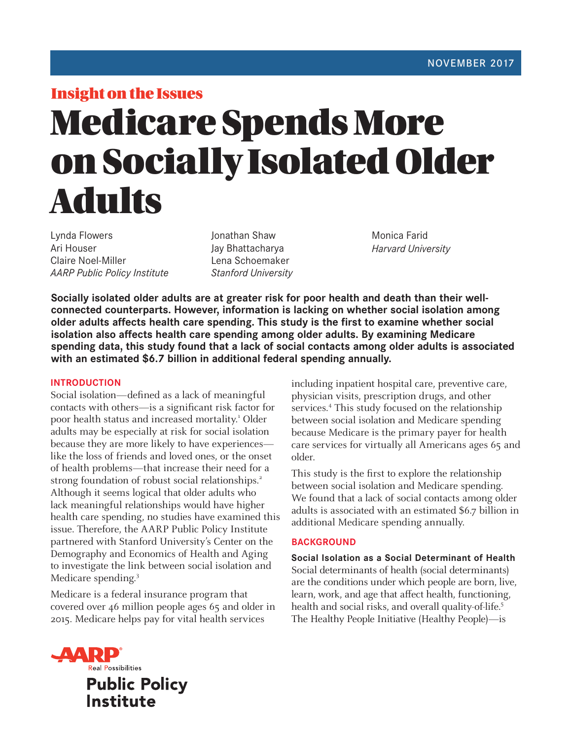NOVEMBER 2017

Insight on the Issues

# Medicare Spends More on Socially Isolated Older Adults

Lynda Flowers
Ari Houser
Claire Noel-Miller
*AARP Public Policy Institute*

Jonathan Shaw
Jay Bhattacharya
Lena Schoemaker
*Stanford University*

Monica Farid
*Harvard University*

**Socially isolated older adults are at greater risk for poor health and death than their well-connected counterparts. However, information is lacking on whether social isolation among older adults affects health care spending. This study is the first to examine whether social isolation also affects health care spending among older adults. By examining Medicare spending data, this study found that a lack of social contacts among older adults is associated with an estimated $6.7 billion in additional federal spending annually.**

## INTRODUCTION

Social isolation—defined as a lack of meaningful contacts with others—is a significant risk factor for poor health status and increased mortality.[1] Older adults may be especially at risk for social isolation because they are more likely to have experiences—like the loss of friends and loved ones, or the onset of health problems—that increase their need for a strong foundation of robust social relationships.[2] Although it seems logical that older adults who lack meaningful relationships would have higher health care spending, no studies have examined this issue. Therefore, the AARP Public Policy Institute partnered with Stanford University's Center on the Demography and Economics of Health and Aging to investigate the link between social isolation and Medicare spending.[3]

Medicare is a federal insurance program that covered over 46 million people ages 65 and older in 2015. Medicare helps pay for vital health services including inpatient hospital care, preventive care, physician visits, prescription drugs, and other services.[4] This study focused on the relationship between social isolation and Medicare spending because Medicare is the primary payer for health care services for virtually all Americans ages 65 and older.

This study is the first to explore the relationship between social isolation and Medicare spending. We found that a lack of social contacts among older adults is associated with an estimated $6.7 billion in additional Medicare spending annually.

## BACKGROUND

### Social Isolation as a Social Determinant of Health

Social determinants of health (social determinants) are the conditions under which people are born, live, learn, work, and age that affect health, functioning, health and social risks, and overall quality-of-life.[5] The Healthy People Initiative (Healthy People)—is

AARP Real Possibilities
Public Policy Institute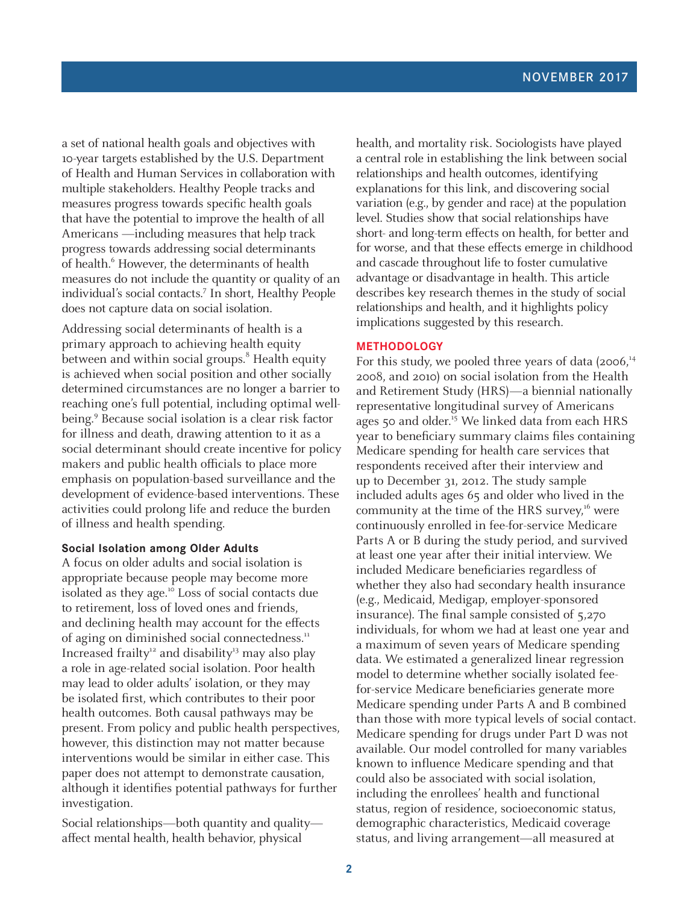a set of national health goals and objectives with 10-year targets established by the U.S. Department of Health and Human Services in collaboration with multiple stakeholders. Healthy People tracks and measures progress towards specific health goals that have the potential to improve the health of all Americans —including measures that help track progress towards addressing social determinants of health.[6] However, the determinants of health measures do not include the quantity or quality of an individual's social contacts.[7] In short, Healthy People does not capture data on social isolation.

Addressing social determinants of health is a primary approach to achieving health equity between and within social groups.[8] Health equity is achieved when social position and other socially determined circumstances are no longer a barrier to reaching one's full potential, including optimal well-being.[9] Because social isolation is a clear risk factor for illness and death, drawing attention to it as a social determinant should create incentive for policy makers and public health officials to place more emphasis on population-based surveillance and the development of evidence-based interventions. These activities could prolong life and reduce the burden of illness and health spending.

### Social Isolation among Older Adults

A focus on older adults and social isolation is appropriate because people may become more isolated as they age.[10] Loss of social contacts due to retirement, loss of loved ones and friends, and declining health may account for the effects of aging on diminished social connectedness.[11] Increased frailty[12] and disability[13] may also play a role in age-related social isolation. Poor health may lead to older adults' isolation, or they may be isolated first, which contributes to their poor health outcomes. Both causal pathways may be present. From policy and public health perspectives, however, this distinction may not matter because interventions would be similar in either case. This paper does not attempt to demonstrate causation, although it identifies potential pathways for further investigation.

Social relationships—both quantity and quality—affect mental health, health behavior, physical health, and mortality risk. Sociologists have played a central role in establishing the link between social relationships and health outcomes, identifying explanations for this link, and discovering social variation (e.g., by gender and race) at the population level. Studies show that social relationships have short- and long-term effects on health, for better and for worse, and that these effects emerge in childhood and cascade throughout life to foster cumulative advantage or disadvantage in health. This article describes key research themes in the study of social relationships and health, and it highlights policy implications suggested by this research.

## METHODOLOGY

For this study, we pooled three years of data (2006,[14] 2008, and 2010) on social isolation from the Health and Retirement Study (HRS)—a biennial nationally representative longitudinal survey of Americans ages 50 and older.[15] We linked data from each HRS year to beneficiary summary claims files containing Medicare spending for health care services that respondents received after their interview and up to December 31, 2012. The study sample included adults ages 65 and older who lived in the community at the time of the HRS survey,[16] were continuously enrolled in fee-for-service Medicare Parts A or B during the study period, and survived at least one year after their initial interview. We included Medicare beneficiaries regardless of whether they also had secondary health insurance (e.g., Medicaid, Medigap, employer-sponsored insurance). The final sample consisted of 5,270 individuals, for whom we had at least one year and a maximum of seven years of Medicare spending data. We estimated a generalized linear regression model to determine whether socially isolated fee-for-service Medicare beneficiaries generate more Medicare spending under Parts A and B combined than those with more typical levels of social contact. Medicare spending for drugs under Part D was not available. Our model controlled for many variables known to influence Medicare spending and that could also be associated with social isolation, including the enrollees' health and functional status, region of residence, socioeconomic status, demographic characteristics, Medicaid coverage status, and living arrangement—all measured at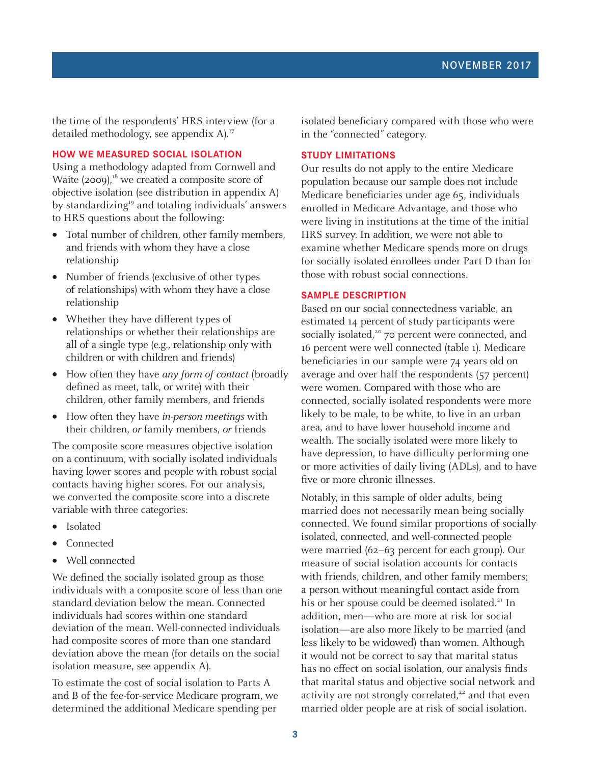the time of the respondents' HRS interview (for a detailed methodology, see appendix A).[17]

## HOW WE MEASURED SOCIAL ISOLATION

Using a methodology adapted from Cornwell and Waite (2009),[18] we created a composite score of objective isolation (see distribution in appendix A) by standardizing[19] and totaling individuals' answers to HRS questions about the following:

- Total number of children, other family members, and friends with whom they have a close relationship
- Number of friends (exclusive of other types of relationships) with whom they have a close relationship
- Whether they have different types of relationships or whether their relationships are all of a single type (e.g., relationship only with children or with children and friends)
- How often they have *any form of contact* (broadly defined as meet, talk, or write) with their children, other family members, and friends
- How often they have *in-person meetings* with their children, *or* family members, *or* friends

The composite score measures objective isolation on a continuum, with socially isolated individuals having lower scores and people with robust social contacts having higher scores. For our analysis, we converted the composite score into a discrete variable with three categories:

- Isolated
- Connected
- Well connected

We defined the socially isolated group as those individuals with a composite score of less than one standard deviation below the mean. Connected individuals had scores within one standard deviation of the mean. Well-connected individuals had composite scores of more than one standard deviation above the mean (for details on the social isolation measure, see appendix A).

To estimate the cost of social isolation to Parts A and B of the fee-for-service Medicare program, we determined the additional Medicare spending per isolated beneficiary compared with those who were in the "connected" category.

## STUDY LIMITATIONS

Our results do not apply to the entire Medicare population because our sample does not include Medicare beneficiaries under age 65, individuals enrolled in Medicare Advantage, and those who were living in institutions at the time of the initial HRS survey. In addition, we were not able to examine whether Medicare spends more on drugs for socially isolated enrollees under Part D than for those with robust social connections.

## SAMPLE DESCRIPTION

Based on our social connectedness variable, an estimated 14 percent of study participants were socially isolated,[20] 70 percent were connected, and 16 percent were well connected (table 1). Medicare beneficiaries in our sample were 74 years old on average and over half the respondents (57 percent) were women. Compared with those who are connected, socially isolated respondents were more likely to be male, to be white, to live in an urban area, and to have lower household income and wealth. The socially isolated were more likely to have depression, to have difficulty performing one or more activities of daily living (ADLs), and to have five or more chronic illnesses.

Notably, in this sample of older adults, being married does not necessarily mean being socially connected. We found similar proportions of socially isolated, connected, and well-connected people were married (62–63 percent for each group). Our measure of social isolation accounts for contacts with friends, children, and other family members; a person without meaningful contact aside from his or her spouse could be deemed isolated.[21] In addition, men—who are more at risk for social isolation—are also more likely to be married (and less likely to be widowed) than women. Although it would not be correct to say that marital status has no effect on social isolation, our analysis finds that marital status and objective social network and activity are not strongly correlated,[22] and that even married older people are at risk of social isolation.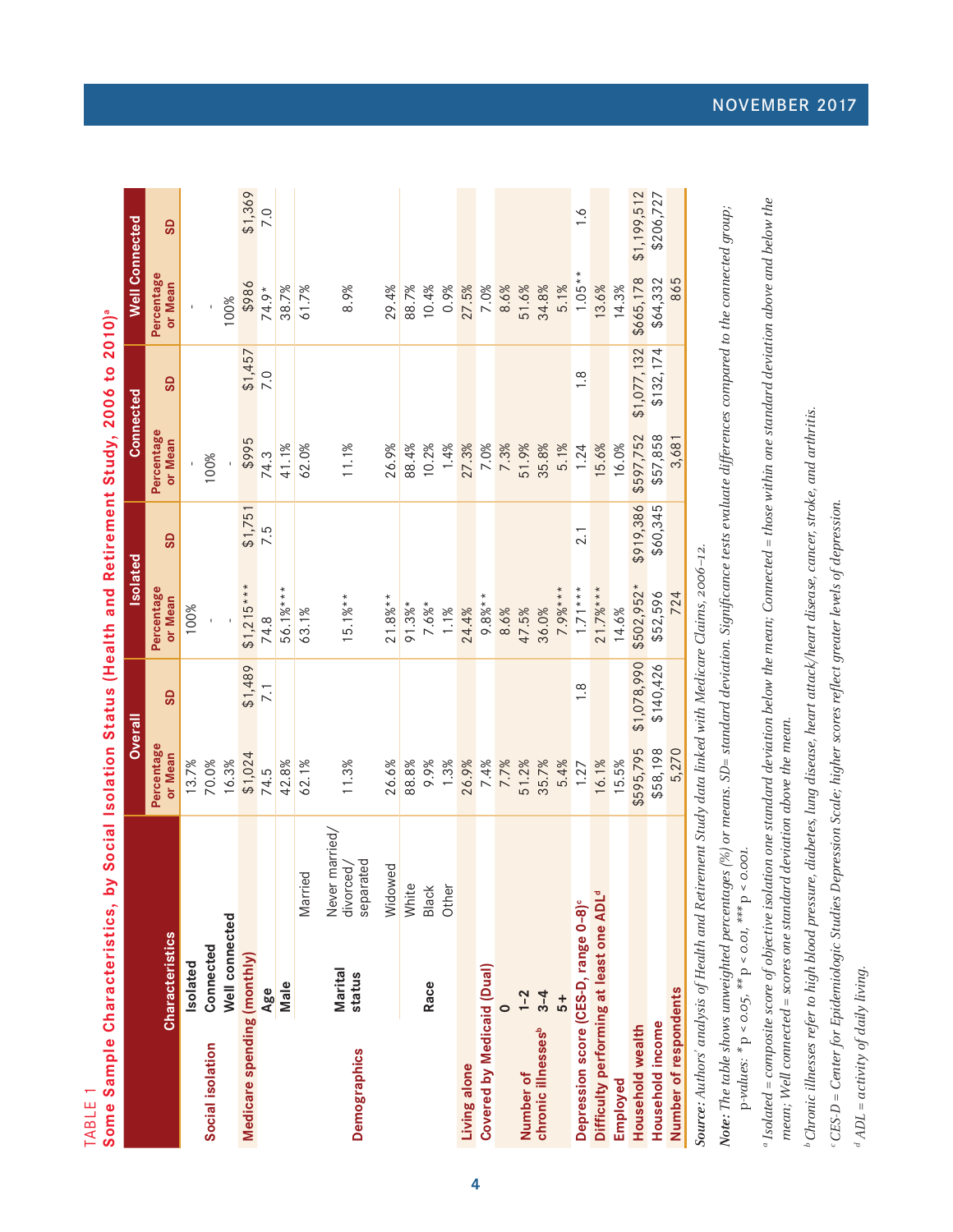TABLE 1

## Some Sample Characteristics, by Social Isolation Status (Health and Retirement Study, 2006 to 2010)[a]

| Characteristics | | | Overall | | Isolated | | Connected | | Well Connected | |
|---|---|---|---|---|---|---|---|---|---|---|
| | | | Percentage or Mean | SD | Percentage or Mean | SD | Percentage or Mean | SD | Percentage or Mean | SD |
| Social isolation | Isolated | | 13.7% | | 100% | | - | | - | |
| | Connected | | 70.0% | | - | | 100% | | - | |
| | Well connected | | 16.3% | | - | | - | | 100% | |
| Medicare spending (monthly) | | | $1,024 | $1,489 | $1,215*** | $1,751 | $995 | $1,457 | $986 | $1,369 |
| Demographics | Age | | 74.5 | 7.1 | 74.8 | 7.5 | 74.3 | 7.0 | 74.9* | 7.0 |
| | Male | | 42.8% | | 56.1%*** | | 41.1% | | 38.7% | |
| | Marital status | Married | 62.1% | | 63.1% | | 62.0% | | 61.7% | |
| | | Never married/ divorced/ separated | 11.3% | | 15.1%** | | 11.1% | | 8.9% | |
| | | Widowed | 26.6% | | 21.8%** | | 26.9% | | 29.4% | |
| | Race | White | 88.8% | | 91.3%* | | 88.4% | | 88.7% | |
| | | Black | 9.9% | | 7.6%* | | 10.2% | | 10.4% | |
| | | Other | 1.3% | | 1.1% | | 1.4% | | 0.9% | |
| Living alone | | | 26.9% | | 24.4% | | 27.3% | | 27.5% | |
| Covered by Medicaid (Dual) | | | 7.4% | | 9.8%** | | 7.0% | | 7.0% | |
| Number of chronic illnesses[b] | 0 | | 7.7% | | 8.6% | | 7.3% | | 8.6% | |
| | 1–2 | | 51.2% | | 47.5% | | 51.9% | | 51.6% | |
| | 3–4 | | 35.7% | | 36.0% | | 35.8% | | 34.8% | |
| | 5+ | | 5.4% | | 7.9%*** | | 5.1% | | 5.1% | |
| Depression score (CES-D, range 0–8)[c] | | | 1.27 | 1.8 | 1.71*** | 2.1 | 1.24 | 1.8 | 1.05** | 1.6 |
| Difficulty performing at least one ADL[d] | | | 16.1% | | 21.7%*** | | 15.6% | | 13.6% | |
| Employed | | | 15.5% | | 14.6% | | 16.0% | | 14.3% | |
| Household wealth | | | $595,795 | $1,078,990 | $502,952* | $919,386 | $597,752 | $1,077,132 | $665,178 | $1,199,512 |
| Household income | | | $58,198 | $140,426 | $52,596 | $60,345 | $57,858 | $132,174 | $64,332 | $206,727 |
| Number of respondents | | | 5,270 | | 724 | | 3,681 | | 865 | |

*Source:* Authors' analysis of Health and Retirement Study data linked with Medicare Claims, 2006–12.

*Note:* The table shows unweighted percentages (%) or means. SD= standard deviation. Significance tests evaluate differences compared to the connected group; p-values: * p < 0.05, ** p < 0.01, *** p < 0.001.

[a] Isolated = composite score of objective isolation one standard deviation below the mean; Connected = those within one standard deviation above and below the mean; Well connected = scores one standard deviation above the mean.

[b] Chronic illnesses refer to high blood pressure, diabetes, lung disease, heart attack/heart disease, cancer, stroke, and arthritis.

[c] CES-D = Center for Epidemiologic Studies Depression Scale; higher scores reflect greater levels of depression.

[d] ADL = activity of daily living.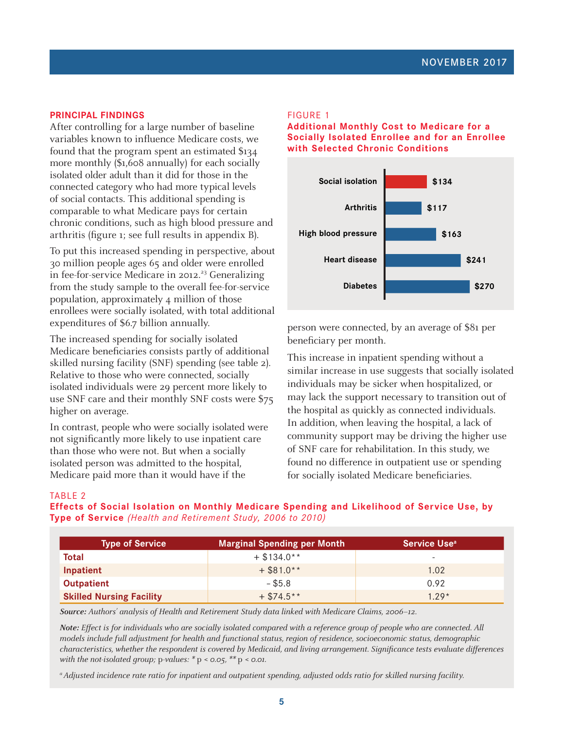## PRINCIPAL FINDINGS

After controlling for a large number of baseline variables known to influence Medicare costs, we found that the program spent an estimated $134 more monthly ($1,608 annually) for each socially isolated older adult than it did for those in the connected category who had more typical levels of social contacts. This additional spending is comparable to what Medicare pays for certain chronic conditions, such as high blood pressure and arthritis (figure 1; see full results in appendix B).

To put this increased spending in perspective, about 30 million people ages 65 and older were enrolled in fee-for-service Medicare in 2012.[23] Generalizing from the study sample to the overall fee-for-service population, approximately 4 million of those enrollees were socially isolated, with total additional expenditures of $6.7 billion annually.

The increased spending for socially isolated Medicare beneficiaries consists partly of additional skilled nursing facility (SNF) spending (see table 2). Relative to those who were connected, socially isolated individuals were 29 percent more likely to use SNF care and their monthly SNF costs were $75 higher on average.

In contrast, people who were socially isolated were not significantly more likely to use inpatient care than those who were not. But when a socially isolated person was admitted to the hospital, Medicare paid more than it would have if the person were connected, by an average of $81 per beneficiary per month.

This increase in inpatient spending without a similar increase in use suggests that socially isolated individuals may be sicker when hospitalized, or may lack the support necessary to transition out of the hospital as quickly as connected individuals. In addition, when leaving the hospital, a lack of community support may be driving the higher use of SNF care for rehabilitation. In this study, we found no difference in outpatient use or spending for socially isolated Medicare beneficiaries.

FIGURE 1

**Additional Monthly Cost to Medicare for a Socially Isolated Enrollee and for an Enrollee with Selected Chronic Conditions**

| Condition | Additional Monthly Cost |
|---|---|
| Social isolation | $134 |
| Arthritis | $117 |
| High blood pressure | $163 |
| Heart disease | $241 |
| Diabetes | $270 |

TABLE 2

**Effects of Social Isolation on Monthly Medicare Spending and Likelihood of Service Use, by Type of Service** *(Health and Retirement Study, 2006 to 2010)*

| Type of Service | Marginal Spending per Month | Service Use[a] |
|---|---|---|
| **Total** | + $134.0** | - |
| **Inpatient** | + $81.0** | 1.02 |
| **Outpatient** | – $5.8 | 0.92 |
| **Skilled Nursing Facility** | + $74.5** | 1.29* |

***Source:*** *Authors' analysis of Health and Retirement Study data linked with Medicare Claims, 2006–12.*

***Note:*** *Effect is for individuals who are socially isolated compared with a reference group of people who are connected. All models include full adjustment for health and functional status, region of residence, socioeconomic status, demographic characteristics, whether the respondent is covered by Medicaid, and living arrangement. Significance tests evaluate differences with the not-isolated group; p-values:* * $p < 0.05$, ** $p < 0.01$.

[a] *Adjusted incidence rate ratio for inpatient and outpatient spending, adjusted odds ratio for skilled nursing facility.*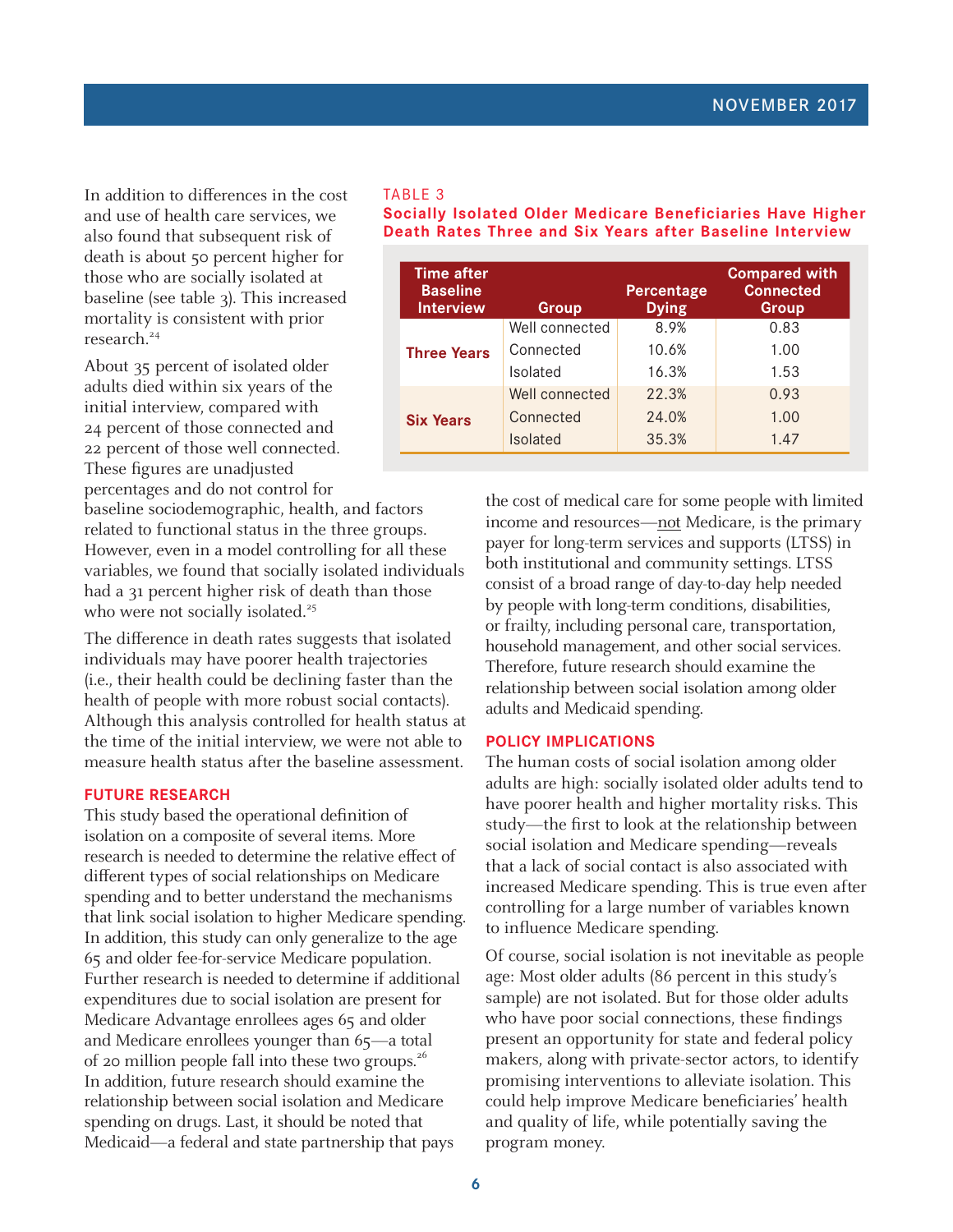In addition to differences in the cost and use of health care services, we also found that subsequent risk of death is about 50 percent higher for those who are socially isolated at baseline (see table 3). This increased mortality is consistent with prior research.[24]

TABLE 3

**Socially Isolated Older Medicare Beneficiaries Have Higher Death Rates Three and Six Years after Baseline Interview**

| Time after Baseline Interview | Group | Percentage Dying | Compared with Connected Group |
|---|---|---|---|
| **Three Years** | Well connected | 8.9% | 0.83 |
| | Connected | 10.6% | 1.00 |
| | Isolated | 16.3% | 1.53 |
| **Six Years** | Well connected | 22.3% | 0.93 |
| | Connected | 24.0% | 1.00 |
| | Isolated | 35.3% | 1.47 |

About 35 percent of isolated older adults died within six years of the initial interview, compared with 24 percent of those connected and 22 percent of those well connected. These figures are unadjusted percentages and do not control for baseline sociodemographic, health, and factors related to functional status in the three groups. However, even in a model controlling for all these variables, we found that socially isolated individuals had a 31 percent higher risk of death than those who were not socially isolated.[25]

The difference in death rates suggests that isolated individuals may have poorer health trajectories (i.e., their health could be declining faster than the health of people with more robust social contacts). Although this analysis controlled for health status at the time of the initial interview, we were not able to measure health status after the baseline assessment.

## FUTURE RESEARCH

This study based the operational definition of isolation on a composite of several items. More research is needed to determine the relative effect of different types of social relationships on Medicare spending and to better understand the mechanisms that link social isolation to higher Medicare spending. In addition, this study can only generalize to the age 65 and older fee-for-service Medicare population. Further research is needed to determine if additional expenditures due to social isolation are present for Medicare Advantage enrollees ages 65 and older and Medicare enrollees younger than 65—a total of 20 million people fall into these two groups.[26] In addition, future research should examine the relationship between social isolation and Medicare spending on drugs. Last, it should be noted that Medicaid—a federal and state partnership that pays the cost of medical care for some people with limited income and resources—not Medicare, is the primary payer for long-term services and supports (LTSS) in both institutional and community settings. LTSS consist of a broad range of day-to-day help needed by people with long-term conditions, disabilities, or frailty, including personal care, transportation, household management, and other social services. Therefore, future research should examine the relationship between social isolation among older adults and Medicaid spending.

## POLICY IMPLICATIONS

The human costs of social isolation among older adults are high: socially isolated older adults tend to have poorer health and higher mortality risks. This study—the first to look at the relationship between social isolation and Medicare spending—reveals that a lack of social contact is also associated with increased Medicare spending. This is true even after controlling for a large number of variables known to influence Medicare spending.

Of course, social isolation is not inevitable as people age: Most older adults (86 percent in this study's sample) are not isolated. But for those older adults who have poor social connections, these findings present an opportunity for state and federal policy makers, along with private-sector actors, to identify promising interventions to alleviate isolation. This could help improve Medicare beneficiaries' health and quality of life, while potentially saving the program money.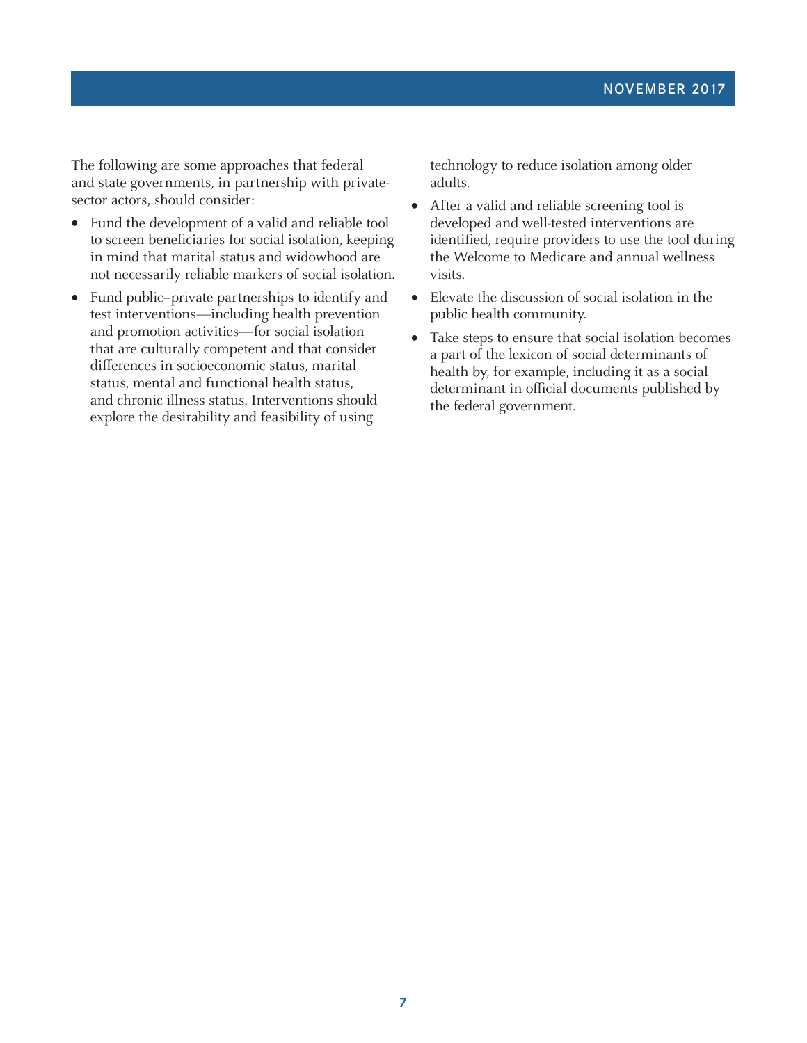The following are some approaches that federal and state governments, in partnership with private-sector actors, should consider:

- Fund the development of a valid and reliable tool to screen beneficiaries for social isolation, keeping in mind that marital status and widowhood are not necessarily reliable markers of social isolation.
- Fund public–private partnerships to identify and test interventions—including health prevention and promotion activities—for social isolation that are culturally competent and that consider differences in socioeconomic status, marital status, mental and functional health status, and chronic illness status. Interventions should explore the desirability and feasibility of using technology to reduce isolation among older adults.
- After a valid and reliable screening tool is developed and well-tested interventions are identified, require providers to use the tool during the Welcome to Medicare and annual wellness visits.
- Elevate the discussion of social isolation in the public health community.
- Take steps to ensure that social isolation becomes a part of the lexicon of social determinants of health by, for example, including it as a social determinant in official documents published by the federal government.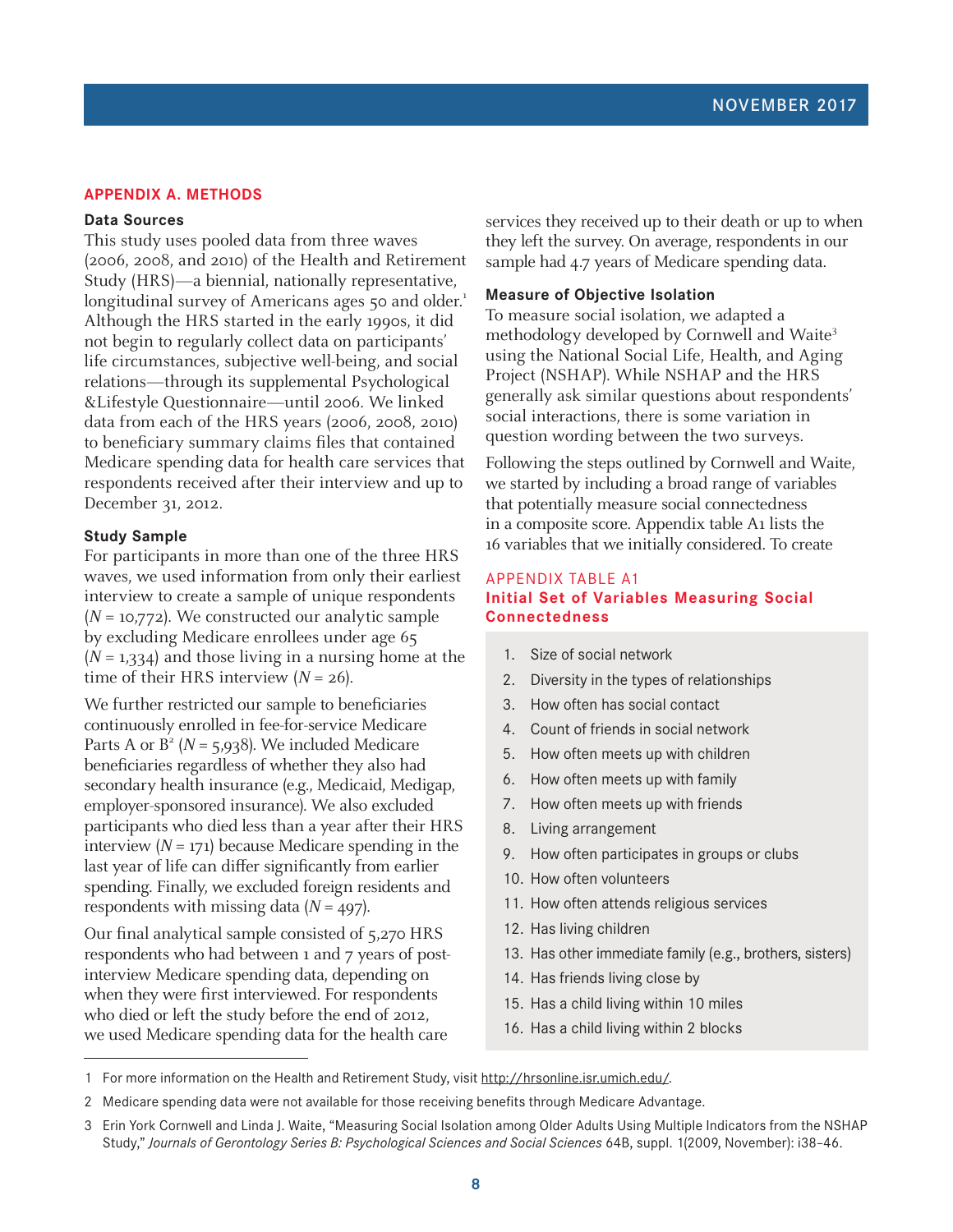## APPENDIX A. METHODS

### Data Sources

This study uses pooled data from three waves (2006, 2008, and 2010) of the Health and Retirement Study (HRS)—a biennial, nationally representative, longitudinal survey of Americans ages 50 and older.[1] Although the HRS started in the early 1990s, it did not begin to regularly collect data on participants' life circumstances, subjective well-being, and social relations—through its supplemental Psychological &Lifestyle Questionnaire—until 2006. We linked data from each of the HRS years (2006, 2008, 2010) to beneficiary summary claims files that contained Medicare spending data for health care services that respondents received after their interview and up to December 31, 2012.

### Study Sample

For participants in more than one of the three HRS waves, we used information from only their earliest interview to create a sample of unique respondents (*N* = 10,772). We constructed our analytic sample by excluding Medicare enrollees under age 65 (*N* = 1,334) and those living in a nursing home at the time of their HRS interview (*N* = 26).

We further restricted our sample to beneficiaries continuously enrolled in fee-for-service Medicare Parts A or B[2] (*N* = 5,938). We included Medicare beneficiaries regardless of whether they also had secondary health insurance (e.g., Medicaid, Medigap, employer-sponsored insurance). We also excluded participants who died less than a year after their HRS interview (*N* = 171) because Medicare spending in the last year of life can differ significantly from earlier spending. Finally, we excluded foreign residents and respondents with missing data (*N* = 497).

Our final analytical sample consisted of 5,270 HRS respondents who had between 1 and 7 years of post-interview Medicare spending data, depending on when they were first interviewed. For respondents who died or left the study before the end of 2012, we used Medicare spending data for the health care services they received up to their death or up to when they left the survey. On average, respondents in our sample had 4.7 years of Medicare spending data.

### Measure of Objective Isolation

To measure social isolation, we adapted a methodology developed by Cornwell and Waite[3] using the National Social Life, Health, and Aging Project (NSHAP). While NSHAP and the HRS generally ask similar questions about respondents' social interactions, there is some variation in question wording between the two surveys.

Following the steps outlined by Cornwell and Waite, we started by including a broad range of variables that potentially measure social connectedness in a composite score. Appendix table A1 lists the 16 variables that we initially considered. To create

APPENDIX TABLE A1
**Initial Set of Variables Measuring Social Connectedness**

1. Size of social network
2. Diversity in the types of relationships
3. How often has social contact
4. Count of friends in social network
5. How often meets up with children
6. How often meets up with family
7. How often meets up with friends
8. Living arrangement
9. How often participates in groups or clubs
10. How often volunteers
11. How often attends religious services
12. Has living children
13. Has other immediate family (e.g., brothers, sisters)
14. Has friends living close by
15. Has a child living within 10 miles
16. Has a child living within 2 blocks

---

1 For more information on the Health and Retirement Study, visit http://hrsonline.isr.umich.edu/.

2 Medicare spending data were not available for those receiving benefits through Medicare Advantage.

3 Erin York Cornwell and Linda J. Waite, "Measuring Social Isolation among Older Adults Using Multiple Indicators from the NSHAP Study," *Journals of Gerontology Series B: Psychological Sciences and Social Sciences* 64B, suppl. 1(2009, November): i38–46.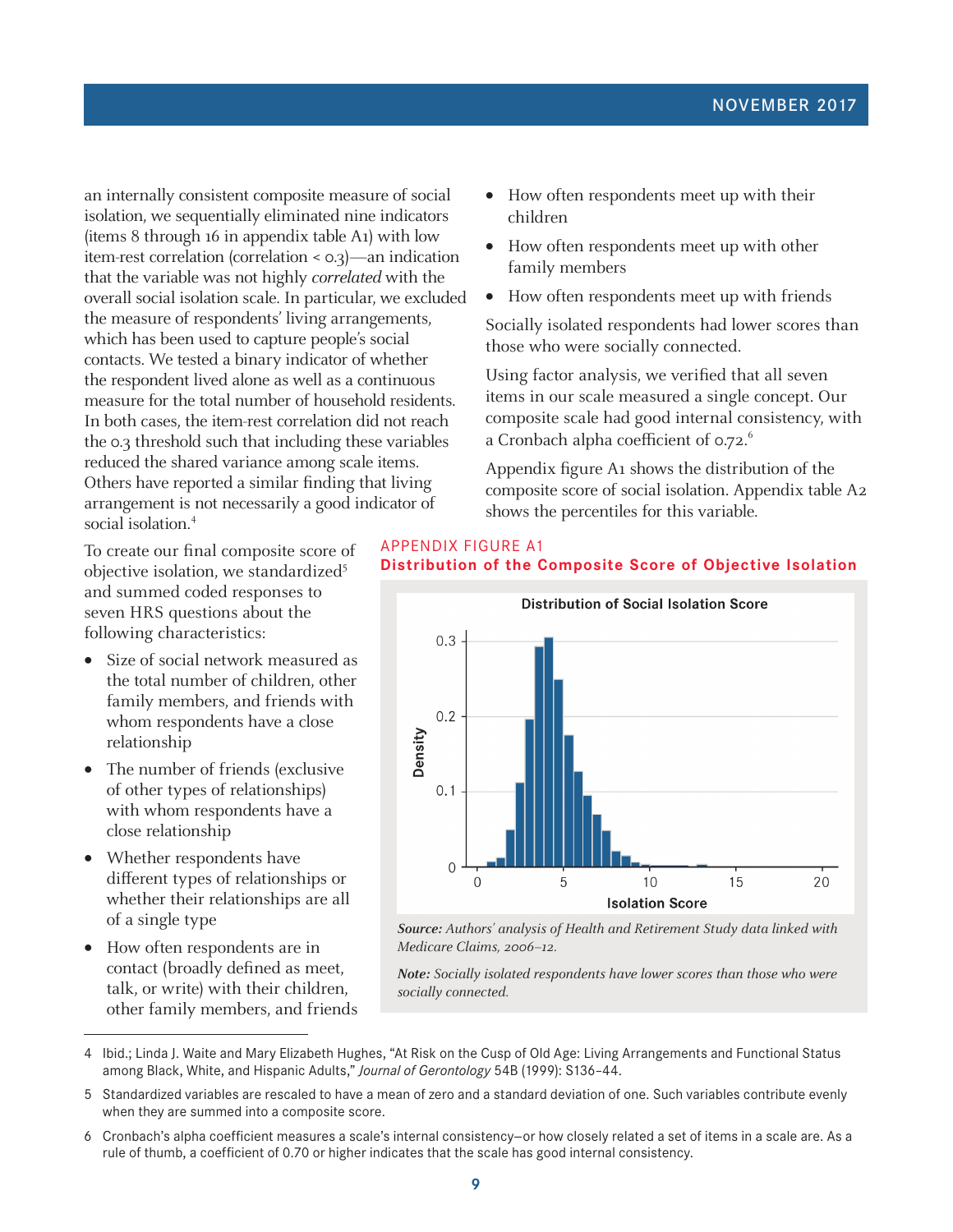an internally consistent composite measure of social isolation, we sequentially eliminated nine indicators (items 8 through 16 in appendix table A1) with low item-rest correlation (correlation < 0.3)—an indication that the variable was not highly *correlated* with the overall social isolation scale. In particular, we excluded the measure of respondents' living arrangements, which has been used to capture people's social contacts. We tested a binary indicator of whether the respondent lived alone as well as a continuous measure for the total number of household residents. In both cases, the item-rest correlation did not reach the 0.3 threshold such that including these variables reduced the shared variance among scale items. Others have reported a similar finding that living arrangement is not necessarily a good indicator of social isolation.[4]

To create our final composite score of objective isolation, we standardized[5] and summed coded responses to seven HRS questions about the following characteristics:

- Size of social network measured as the total number of children, other family members, and friends with whom respondents have a close relationship
- The number of friends (exclusive of other types of relationships) with whom respondents have a close relationship
- Whether respondents have different types of relationships or whether their relationships are all of a single type
- How often respondents are in contact (broadly defined as meet, talk, or write) with their children, other family members, and friends
- How often respondents meet up with their children
- How often respondents meet up with other family members
- How often respondents meet up with friends

Socially isolated respondents had lower scores than those who were socially connected.

Using factor analysis, we verified that all seven items in our scale measured a single concept. Our composite scale had good internal consistency, with a Cronbach alpha coefficient of 0.72.[6]

Appendix figure A1 shows the distribution of the composite score of social isolation. Appendix table A2 shows the percentiles for this variable.

APPENDIX FIGURE A1

**Distribution of the Composite Score of Objective Isolation**

*Source: Authors' analysis of Health and Retirement Study data linked with Medicare Claims, 2006–12.*

***Note:** Socially isolated respondents have lower scores than those who were socially connected.*

---

4 Ibid.; Linda J. Waite and Mary Elizabeth Hughes, "At Risk on the Cusp of Old Age: Living Arrangements and Functional Status among Black, White, and Hispanic Adults," *Journal of Gerontology* 54B (1999): S136–44.

5 Standardized variables are rescaled to have a mean of zero and a standard deviation of one. Such variables contribute evenly when they are summed into a composite score.

6 Cronbach's alpha coefficient measures a scale's internal consistency—or how closely related a set of items in a scale are. As a rule of thumb, a coefficient of 0.70 or higher indicates that the scale has good internal consistency.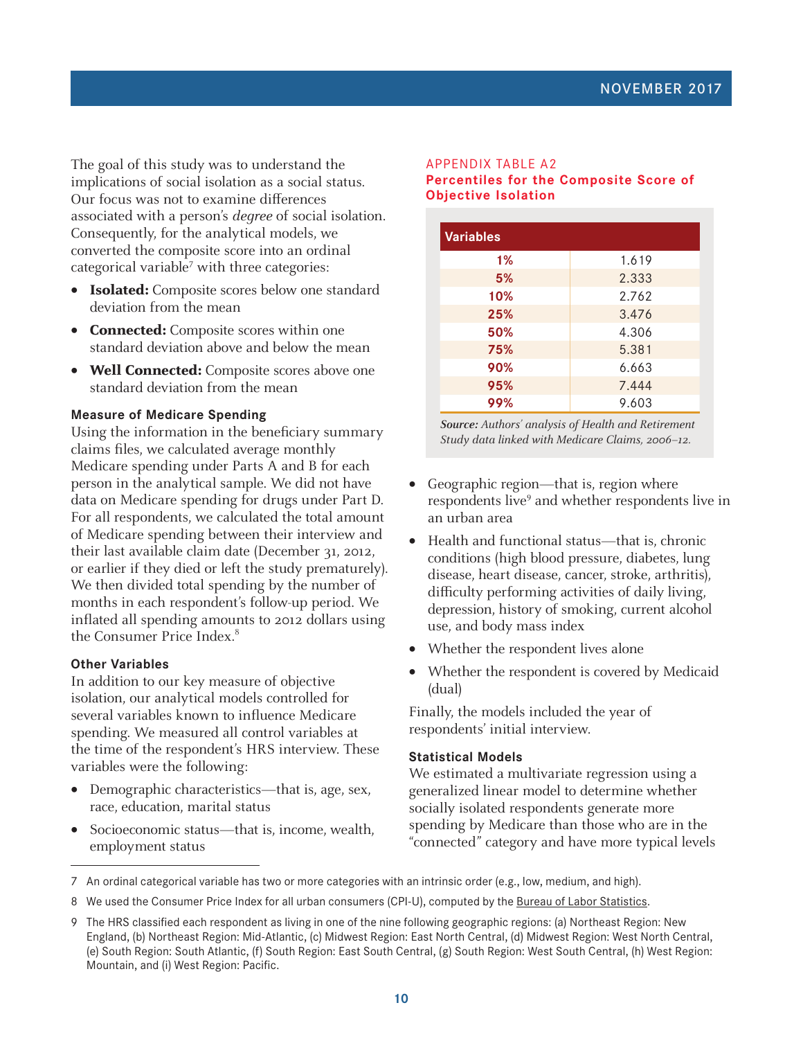The goal of this study was to understand the implications of social isolation as a social status. Our focus was not to examine differences associated with a person's *degree* of social isolation. Consequently, for the analytical models, we converted the composite score into an ordinal categorical variable[7] with three categories:

- **Isolated:** Composite scores below one standard deviation from the mean
- **Connected:** Composite scores within one standard deviation above and below the mean
- **Well Connected:** Composite scores above one standard deviation from the mean

### Measure of Medicare Spending

Using the information in the beneficiary summary claims files, we calculated average monthly Medicare spending under Parts A and B for each person in the analytical sample. We did not have data on Medicare spending for drugs under Part D. For all respondents, we calculated the total amount of Medicare spending between their interview and their last available claim date (December 31, 2012, or earlier if they died or left the study prematurely). We then divided total spending by the number of months in each respondent's follow-up period. We inflated all spending amounts to 2012 dollars using the Consumer Price Index.[8]

### Other Variables

In addition to our key measure of objective isolation, our analytical models controlled for several variables known to influence Medicare spending. We measured all control variables at the time of the respondent's HRS interview. These variables were the following:

- Demographic characteristics—that is, age, sex, race, education, marital status
- Socioeconomic status—that is, income, wealth, employment status
- Geographic region—that is, region where respondents live[9] and whether respondents live in an urban area
- Health and functional status—that is, chronic conditions (high blood pressure, diabetes, lung disease, heart disease, cancer, stroke, arthritis), difficulty performing activities of daily living, depression, history of smoking, current alcohol use, and body mass index
- Whether the respondent lives alone
- Whether the respondent is covered by Medicaid (dual)

Finally, the models included the year of respondents' initial interview.

### Statistical Models

We estimated a multivariate regression using a generalized linear model to determine whether socially isolated respondents generate more spending by Medicare than those who are in the "connected" category and have more typical levels

**APPENDIX TABLE A2**
**Percentiles for the Composite Score of Objective Isolation**

| Variables | |
|---|---|
| 1% | 1.619 |
| 5% | 2.333 |
| 10% | 2.762 |
| 25% | 3.476 |
| 50% | 4.306 |
| 75% | 5.381 |
| 90% | 6.663 |
| 95% | 7.444 |
| 99% | 9.603 |

***Source:*** *Authors' analysis of Health and Retirement Study data linked with Medicare Claims, 2006–12.*

7 An ordinal categorical variable has two or more categories with an intrinsic order (e.g., low, medium, and high).

8 We used the Consumer Price Index for all urban consumers (CPI-U), computed by the Bureau of Labor Statistics.

9 The HRS classified each respondent as living in one of the nine following geographic regions: (a) Northeast Region: New England, (b) Northeast Region: Mid-Atlantic, (c) Midwest Region: East North Central, (d) Midwest Region: West North Central, (e) South Region: South Atlantic, (f) South Region: East South Central, (g) South Region: West South Central, (h) West Region: Mountain, and (i) West Region: Pacific.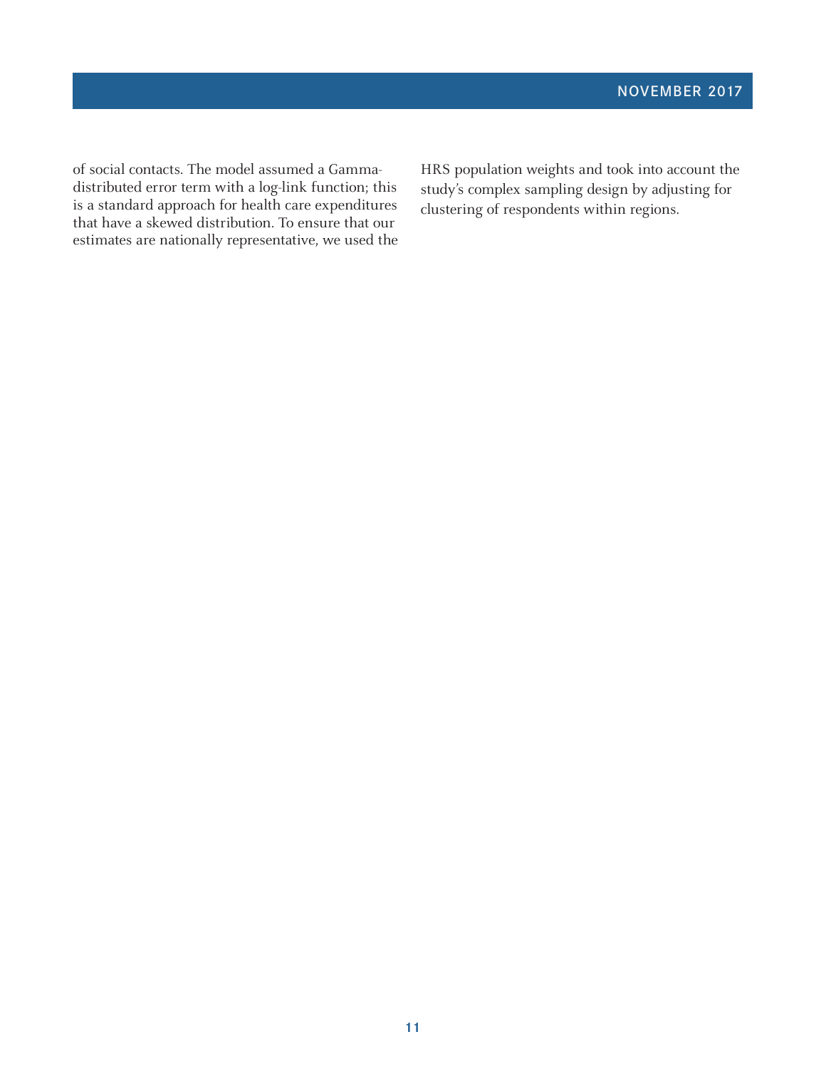of social contacts. The model assumed a Gamma-distributed error term with a log-link function; this is a standard approach for health care expenditures that have a skewed distribution. To ensure that our estimates are nationally representative, we used the HRS population weights and took into account the study's complex sampling design by adjusting for clustering of respondents within regions.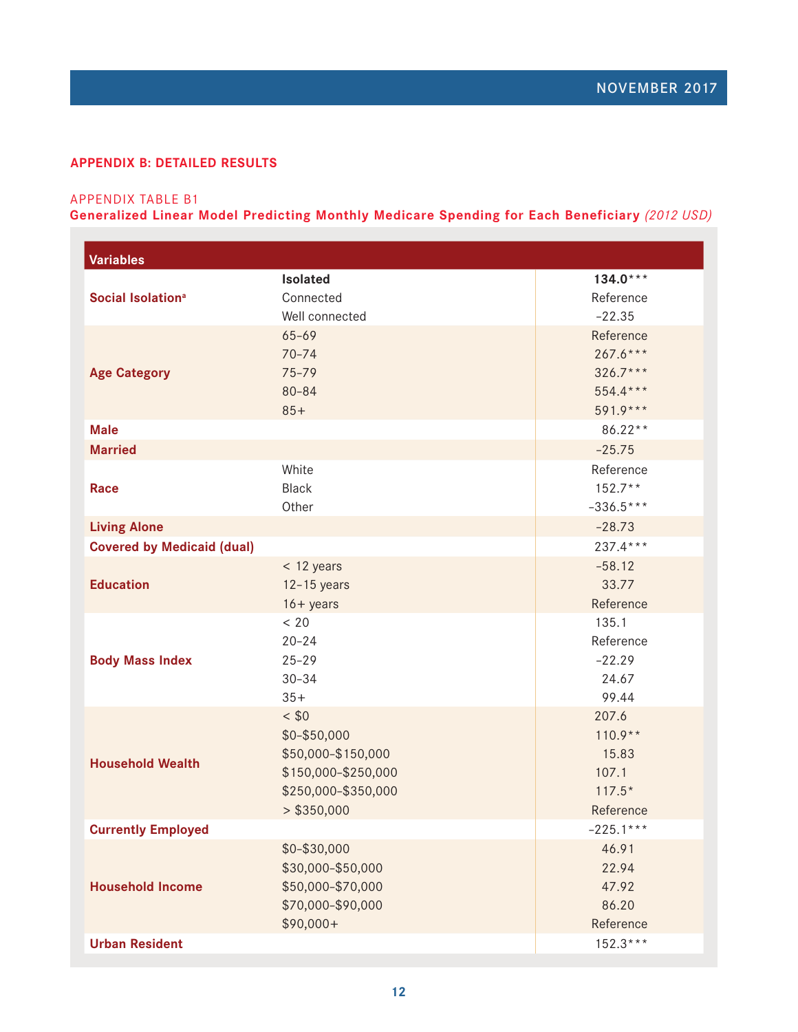## APPENDIX B: DETAILED RESULTS

APPENDIX TABLE B1
**Generalized Linear Model Predicting Monthly Medicare Spending for Each Beneficiary** *(2012 USD)*

| Variables | | |
|---|---|---|
| **Social Isolation**[a] | **Isolated** | **134.0*** ** |
| | Connected | Reference |
| | Well connected | −22.35 |
| **Age Category** | 65–69 | Reference |
| | 70–74 | 267.6*** |
| | 75–79 | 326.7*** |
| | 80–84 | 554.4*** |
| | 85+ | 591.9*** |
| **Male** | | 86.22** |
| **Married** | | −25.75 |
| **Race** | White | Reference |
| | Black | 152.7** |
| | Other | −336.5*** |
| **Living Alone** | | −28.73 |
| **Covered by Medicaid (dual)** | | 237.4*** |
| **Education** | < 12 years | −58.12 |
| | 12–15 years | 33.77 |
| | 16+ years | Reference |
| **Body Mass Index** | < 20 | 135.1 |
| | 20–24 | Reference |
| | 25–29 | −22.29 |
| | 30–34 | 24.67 |
| | 35+ | 99.44 |
| **Household Wealth** | < $0 | 207.6 |
| | $0–$50,000 | 110.9** |
| | $50,000–$150,000 | 15.83 |
| | $150,000–$250,000 | 107.1 |
| | $250,000–$350,000 | 117.5* |
| | > $350,000 | Reference |
| **Currently Employed** | | −225.1*** |
| **Household Income** | $0–$30,000 | 46.91 |
| | $30,000–$50,000 | 22.94 |
| | $50,000–$70,000 | 47.92 |
| | $70,000–$90,000 | 86.20 |
| | $90,000+ | Reference |
| **Urban Resident** | | 152.3*** |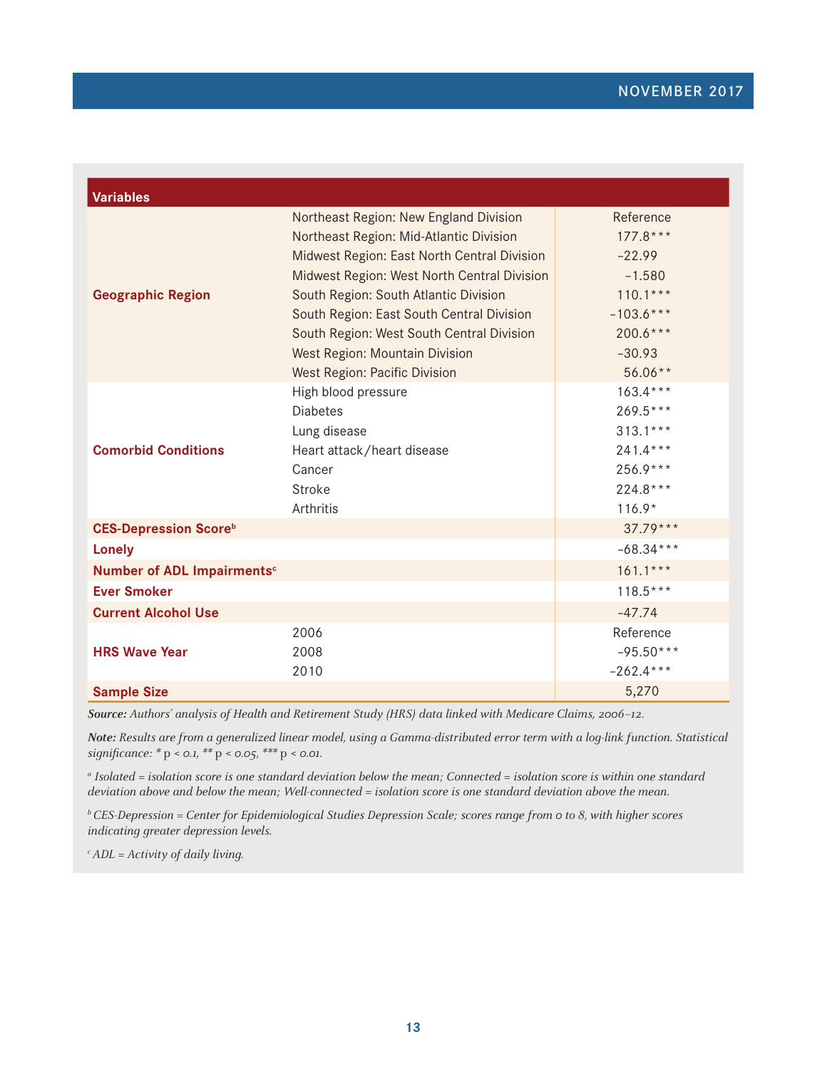| Variables | | |
|---|---|---|
| **Geographic Region** | Northeast Region: New England Division | Reference |
| | Northeast Region: Mid-Atlantic Division | 177.8*** |
| | Midwest Region: East North Central Division | –22.99 |
| | Midwest Region: West North Central Division | –1.580 |
| | South Region: South Atlantic Division | 110.1*** |
| | South Region: East South Central Division | –103.6*** |
| | South Region: West South Central Division | 200.6*** |
| | West Region: Mountain Division | –30.93 |
| | West Region: Pacific Division | 56.06** |
| **Comorbid Conditions** | High blood pressure | 163.4*** |
| | Diabetes | 269.5*** |
| | Lung disease | 313.1*** |
| | Heart attack/heart disease | 241.4*** |
| | Cancer | 256.9*** |
| | Stroke | 224.8*** |
| | Arthritis | 116.9* |
| **CES-Depression Score[b]** | | 37.79*** |
| **Lonely** | | –68.34*** |
| **Number of ADL Impairments[c]** | | 161.1*** |
| **Ever Smoker** | | 118.5*** |
| **Current Alcohol Use** | | –47.74 |
| **HRS Wave Year** | 2006 | Reference |
| | 2008 | –95.50*** |
| | 2010 | –262.4*** |
| **Sample Size** | | 5,270 |

***Source:*** *Authors' analysis of Health and Retirement Study (HRS) data linked with Medicare Claims, 2006–12.*

***Note:*** *Results are from a generalized linear model, using a Gamma-distributed error term with a log-link function. Statistical significance: * p < 0.1, ** p < 0.05, *** p < 0.01.*

[a] *Isolated = isolation score is one standard deviation below the mean; Connected = isolation score is within one standard deviation above and below the mean; Well-connected = isolation score is one standard deviation above the mean.*

[b] *CES-Depression = Center for Epidemiological Studies Depression Scale; scores range from 0 to 8, with higher scores indicating greater depression levels.*

[c] *ADL = Activity of daily living.*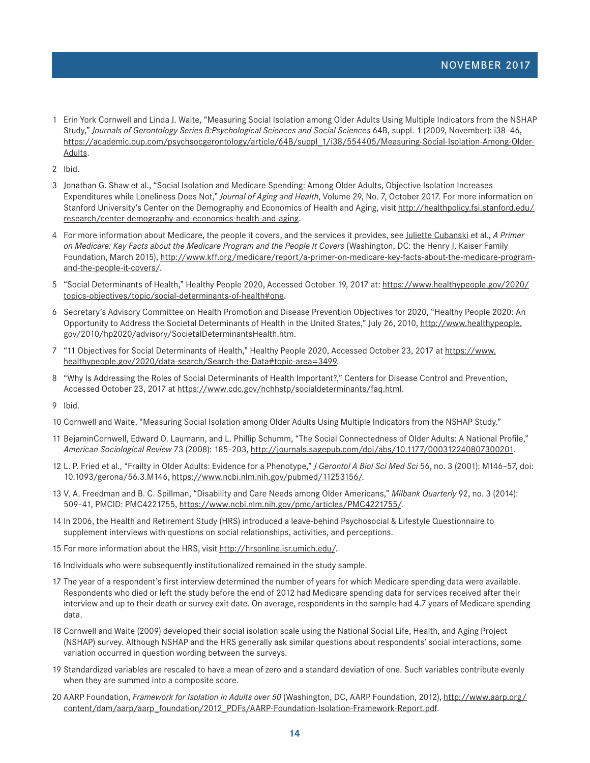1. Erin York Cornwell and Linda J. Waite, "Measuring Social Isolation among Older Adults Using Multiple Indicators from the NSHAP Study," *Journals of Gerontology Series B:Psychological Sciences and Social Sciences* 64B, suppl. 1 (2009, November): i38–46, https://academic.oup.com/psychsocgerontology/article/64B/suppl_1/i38/554405/Measuring-Social-Isolation-Among-Older-Adults.

2. Ibid.

3. Jonathan G. Shaw et al., "Social Isolation and Medicare Spending: Among Older Adults, Objective Isolation Increases Expenditures while Loneliness Does Not," *Journal of Aging and Health*, Volume 29, No. 7, October 2017. For more information on Stanford University's Center on the Demography and Economics of Health and Aging, visit http://healthpolicy.fsi.stanford.edu/research/center-demography-and-economics-health-and-aging.

4. For more information about Medicare, the people it covers, and the services it provides, see Juliette Cubanski et al., *A Primer on Medicare: Key Facts about the Medicare Program and the People It Covers* (Washington, DC: the Henry J. Kaiser Family Foundation, March 2015), http://www.kff.org/medicare/report/a-primer-on-medicare-key-facts-about-the-medicare-program-and-the-people-it-covers/.

5. "Social Determinants of Health," Healthy People 2020, Accessed October 19, 2017 at: https://www.healthypeople.gov/2020/topics-objectives/topic/social-determinants-of-health#one.

6. Secretary's Advisory Committee on Health Promotion and Disease Prevention Objectives for 2020, "Healthy People 2020: An Opportunity to Address the Societal Determinants of Health in the United States," July 26, 2010, http://www.healthypeople.gov/2010/hp2020/advisory/SocietalDeterminantsHealth.htm.

7. "11 Objectives for Social Determinants of Health," Healthy People 2020, Accessed October 23, 2017 at https://www.healthypeople.gov/2020/data-search/Search-the-Data#topic-area=3499.

8. "Why Is Addressing the Roles of Social Determinants of Health Important?," Centers for Disease Control and Prevention, Accessed October 23, 2017 at https://www.cdc.gov/nchhstp/socialdeterminants/faq.html.

9. Ibid.

10. Cornwell and Waite, "Measuring Social Isolation among Older Adults Using Multiple Indicators from the NSHAP Study."

11. BejaminCornwell, Edward O. Laumann, and L. Phillip Schumm, "The Social Connectedness of Older Adults: A National Profile," *American Sociological Review* 73 (2008): 185–203, http://journals.sagepub.com/doi/abs/10.1177/000312240807300201.

12. L. P. Fried et al., "Frailty in Older Adults: Evidence for a Phenotype," *J Gerontol A Biol Sci Med Sci* 56, no. 3 (2001): M146–57, doi: 10.1093/gerona/56.3.M146, https://www.ncbi.nlm.nih.gov/pubmed/11253156/.

13. V. A. Freedman and B. C. Spillman, "Disability and Care Needs among Older Americans," *Milbank Quarterly* 92, no. 3 (2014): 509–41, PMCID: PMC4221755, https://www.ncbi.nlm.nih.gov/pmc/articles/PMC4221755/.

14. In 2006, the Health and Retirement Study (HRS) introduced a leave-behind Psychosocial & Lifestyle Questionnaire to supplement interviews with questions on social relationships, activities, and perceptions.

15. For more information about the HRS, visit http://hrsonline.isr.umich.edu/.

16. Individuals who were subsequently institutionalized remained in the study sample.

17. The year of a respondent's first interview determined the number of years for which Medicare spending data were available. Respondents who died or left the study before the end of 2012 had Medicare spending data for services received after their interview and up to their death or survey exit date. On average, respondents in the sample had 4.7 years of Medicare spending data.

18. Cornwell and Waite (2009) developed their social isolation scale using the National Social Life, Health, and Aging Project (NSHAP) survey. Although NSHAP and the HRS generally ask similar questions about respondents' social interactions, some variation occurred in question wording between the surveys.

19. Standardized variables are rescaled to have a mean of zero and a standard deviation of one. Such variables contribute evenly when they are summed into a composite score.

20. AARP Foundation, *Framework for Isolation in Adults over 50* (Washington, DC, AARP Foundation, 2012), http://www.aarp.org/content/dam/aarp/aarp_foundation/2012_PDFs/AARP-Foundation-Isolation-Framework-Report.pdf.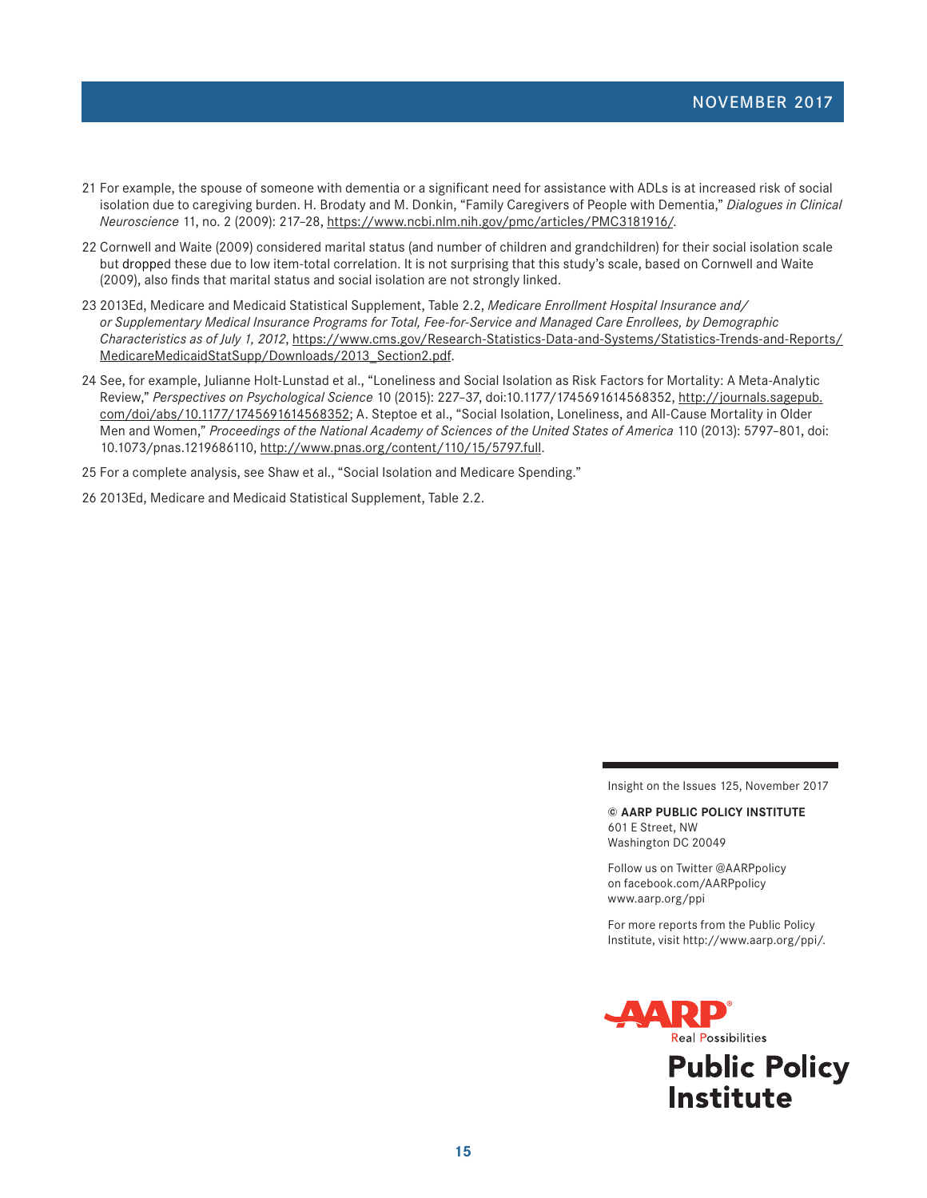21 For example, the spouse of someone with dementia or a significant need for assistance with ADLs is at increased risk of social isolation due to caregiving burden. H. Brodaty and M. Donkin, "Family Caregivers of People with Dementia," *Dialogues in Clinical Neuroscience* 11, no. 2 (2009): 217–28, https://www.ncbi.nlm.nih.gov/pmc/articles/PMC3181916/.

22 Cornwell and Waite (2009) considered marital status (and number of children and grandchildren) for their social isolation scale but dropped these due to low item-total correlation. It is not surprising that this study's scale, based on Cornwell and Waite (2009), also finds that marital status and social isolation are not strongly linked.

23 2013Ed, Medicare and Medicaid Statistical Supplement, Table 2.2, *Medicare Enrollment Hospital Insurance and/or Supplementary Medical Insurance Programs for Total, Fee-for-Service and Managed Care Enrollees, by Demographic Characteristics as of July 1, 2012*, https://www.cms.gov/Research-Statistics-Data-and-Systems/Statistics-Trends-and-Reports/MedicareMedicaidStatSupp/Downloads/2013_Section2.pdf.

24 See, for example, Julianne Holt-Lunstad et al., "Loneliness and Social Isolation as Risk Factors for Mortality: A Meta-Analytic Review," *Perspectives on Psychological Science* 10 (2015): 227–37, doi:10.1177/1745691614568352, http://journals.sagepub.com/doi/abs/10.1177/1745691614568352; A. Steptoe et al., "Social Isolation, Loneliness, and All-Cause Mortality in Older Men and Women," *Proceedings of the National Academy of Sciences of the United States of America* 110 (2013): 5797–801, doi: 10.1073/pnas.1219686110, http://www.pnas.org/content/110/15/5797.full.

25 For a complete analysis, see Shaw et al., "Social Isolation and Medicare Spending."

26 2013Ed, Medicare and Medicaid Statistical Supplement, Table 2.2.

Insight on the Issues 125, November 2017

**© AARP PUBLIC POLICY INSTITUTE**
601 E Street, NW
Washington DC 20049

Follow us on Twitter @AARPpolicy
on facebook.com/AARPpolicy
www.aarp.org/ppi

For more reports from the Public Policy Institute, visit http://www.aarp.org/ppi/.

AARP Real Possibilities

**Public Policy Institute**